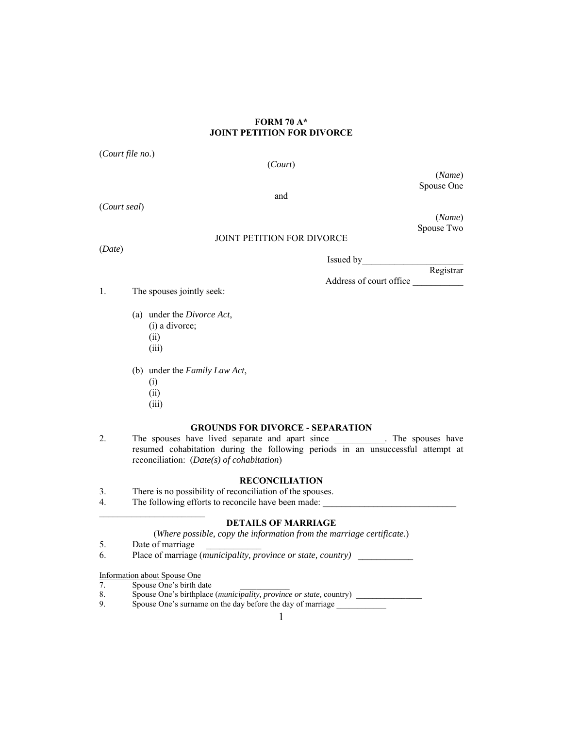# FORM 70 A*
# JOINT PETITION FOR DIVORCE

(*Court file no.*)

(*Court*)

(*Name*)
Spouse One

and

(*Court seal*)

(*Name*)
Spouse Two

JOINT PETITION FOR DIVORCE

(*Date*)

Issued by______________________
Registrar

Address of court office ___________

1. The spouses jointly seek:

   (a) under the *Divorce Act*,
      (i) a divorce;
      (ii)
      (iii)

   (b) under the *Family Law Act*,
      (i)
      (ii)
      (iii)

## GROUNDS FOR DIVORCE - SEPARATION

2. The spouses have lived separate and apart since ___________. The spouses have resumed cohabitation during the following periods in an unsuccessful attempt at reconciliation: (*Date(s) of cohabitation*)

## RECONCILIATION

3. There is no possibility of reconciliation of the spouses.
4. The following efforts to reconcile have been made: _____________________________ ________________________

## DETAILS OF MARRIAGE

(*Where possible, copy the information from the marriage certificate.*)

5. Date of marriage ____________
6. Place of marriage (*municipality, province or state, country)* ____________

Information about Spouse One

7. Spouse One's birth date ____________
8. Spouse One's birthplace (*municipality, province or state,* country) ________________
9. Spouse One's surname on the day before the day of marriage ____________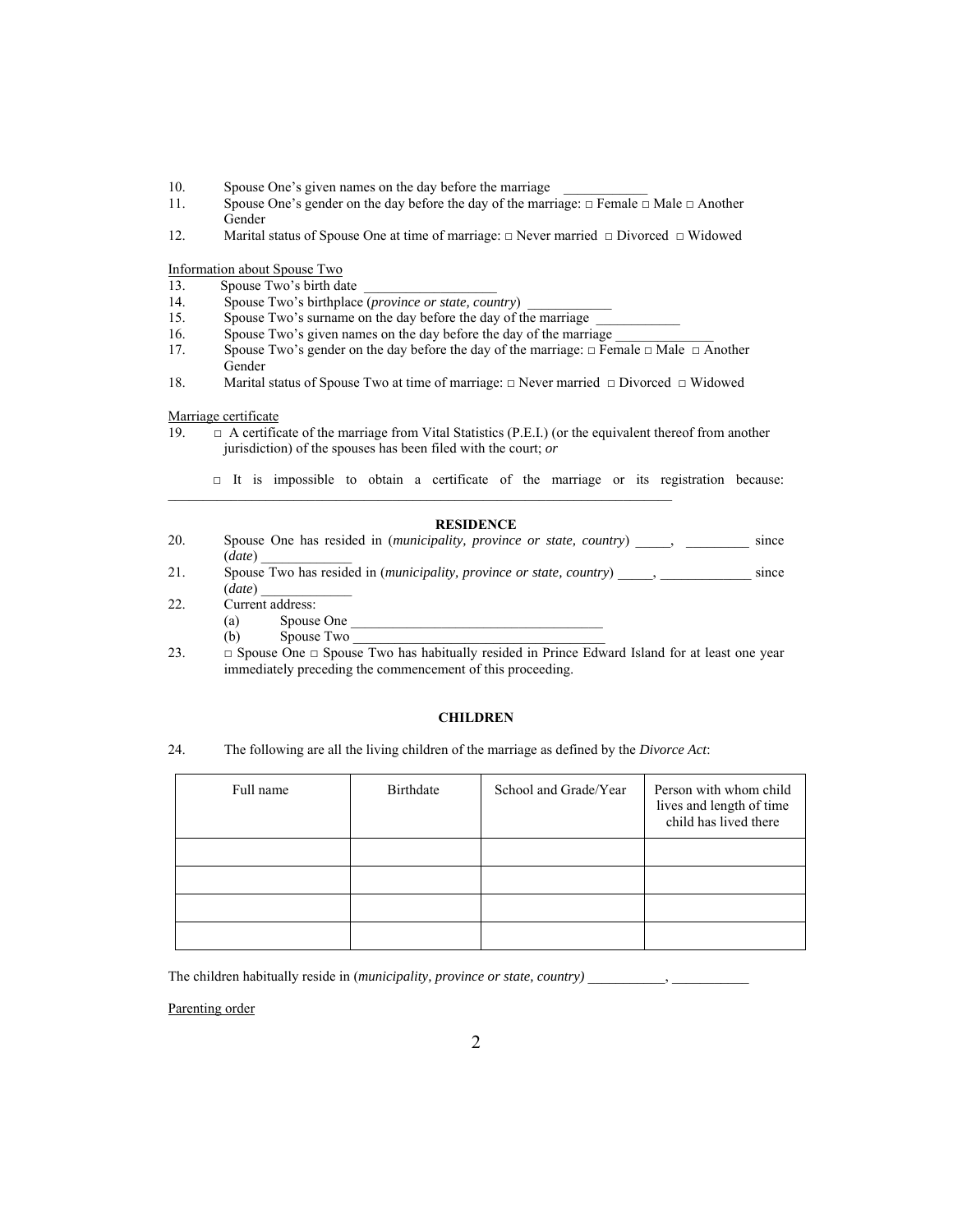10. Spouse One's given names on the day before the marriage ____________
11. Spouse One's gender on the day before the day of the marriage: □ Female □ Male □ Another Gender
12. Marital status of Spouse One at time of marriage: □ Never married □ Divorced □ Widowed

Information about Spouse Two

13. Spouse Two's birth date ___________________
14. Spouse Two's birthplace (*province or state, country*) ____________
15. Spouse Two's surname on the day before the day of the marriage ____________
16. Spouse Two's given names on the day before the day of the marriage ______________
17. Spouse Two's gender on the day before the day of the marriage: □ Female □ Male □ Another Gender
18. Marital status of Spouse Two at time of marriage: □ Never married □ Divorced □ Widowed

Marriage certificate

19. □ A certificate of the marriage from Vital Statistics (P.E.I.) (or the equivalent thereof from another jurisdiction) of the spouses has been filed with the court; *or*

    □ It is impossible to obtain a certificate of the marriage or its registration because: ___________________________________________________________________________

**RESIDENCE**

20. Spouse One has resided in (*municipality, province or state, country*) _____, _________ since (*date*) _____________
21. Spouse Two has resided in (*municipality, province or state, country*) _____, _____________ since (*date*) _____________
22. Current address:
    (a) Spouse One ____________________________________
    (b) Spouse Two ____________________________________
23. □ Spouse One □ Spouse Two has habitually resided in Prince Edward Island for at least one year immediately preceding the commencement of this proceeding.

**CHILDREN**

24. The following are all the living children of the marriage as defined by the *Divorce Act*:

| Full name | Birthdate | School and Grade/Year | Person with whom child lives and length of time child has lived there |
|---|---|---|---|
| | | | |
| | | | |
| | | | |
| | | | |

The children habitually reside in (*municipality, province or state, country*) ___________, ___________

Parenting order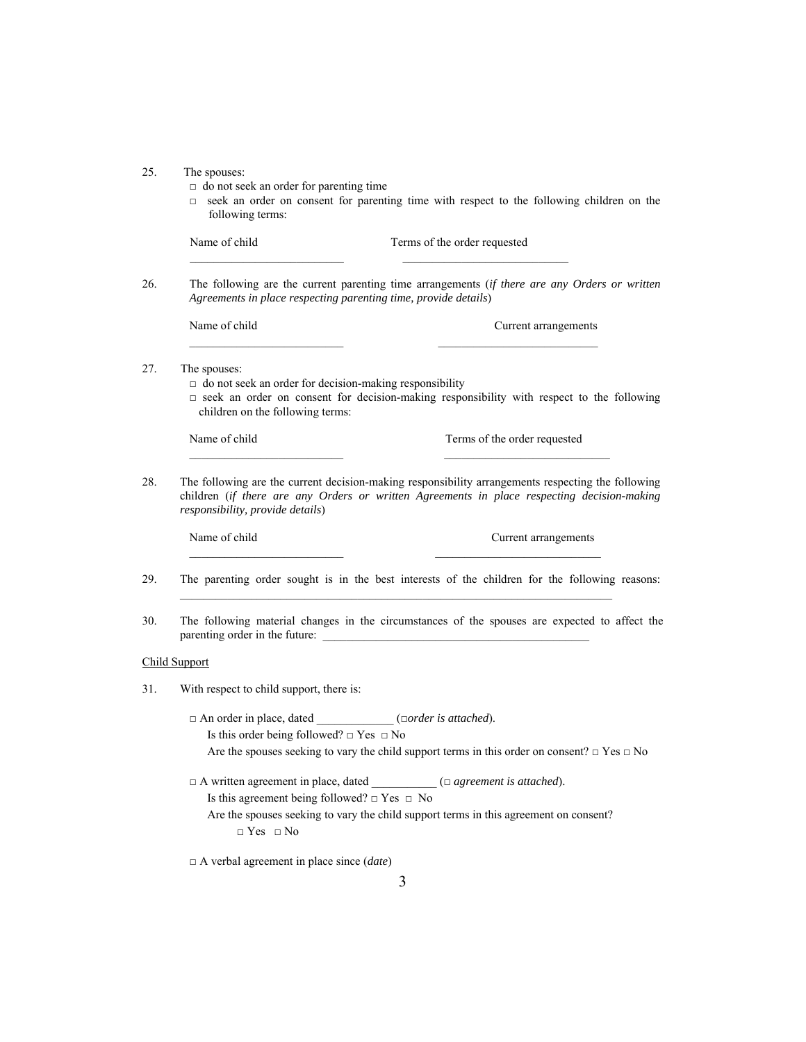25. The spouses:

 □ do not seek an order for parenting time

 □ seek an order on consent for parenting time with respect to the following children on the following terms:

| Name of child | Terms of the order requested |
|---|---|
| ______________________ | ______________________ |

26. The following are the current parenting time arrangements (*if there are any Orders or written Agreements in place respecting parenting time, provide details*)

| Name of child | Current arrangements |
|---|---|
| ______________________ | ______________________ |

27. The spouses:

 □ do not seek an order for decision-making responsibility

 □ seek an order on consent for decision-making responsibility with respect to the following children on the following terms:

| Name of child | Terms of the order requested |
|---|---|
| ______________________ | ______________________ |

28. The following are the current decision-making responsibility arrangements respecting the following children (*if there are any Orders or written Agreements in place respecting decision-making responsibility, provide details*)

| Name of child | Current arrangements |
|---|---|
| ______________________ | ______________________ |

29. The parenting order sought is in the best interests of the children for the following reasons: ________________________________________________________________

30. The following material changes in the circumstances of the spouses are expected to affect the parenting order in the future: ________________________________________

Child Support

31. With respect to child support, there is:

 □ An order in place, dated _____________ (□*order is attached*).

 Is this order being followed? □ Yes □ No

 Are the spouses seeking to vary the child support terms in this order on consent? □ Yes □ No

 □ A written agreement in place, dated ___________ (□ *agreement is attached*).

 Is this agreement being followed? □ Yes □ No

 Are the spouses seeking to vary the child support terms in this agreement on consent?

 □ Yes □ No

 □ A verbal agreement in place since (*date*)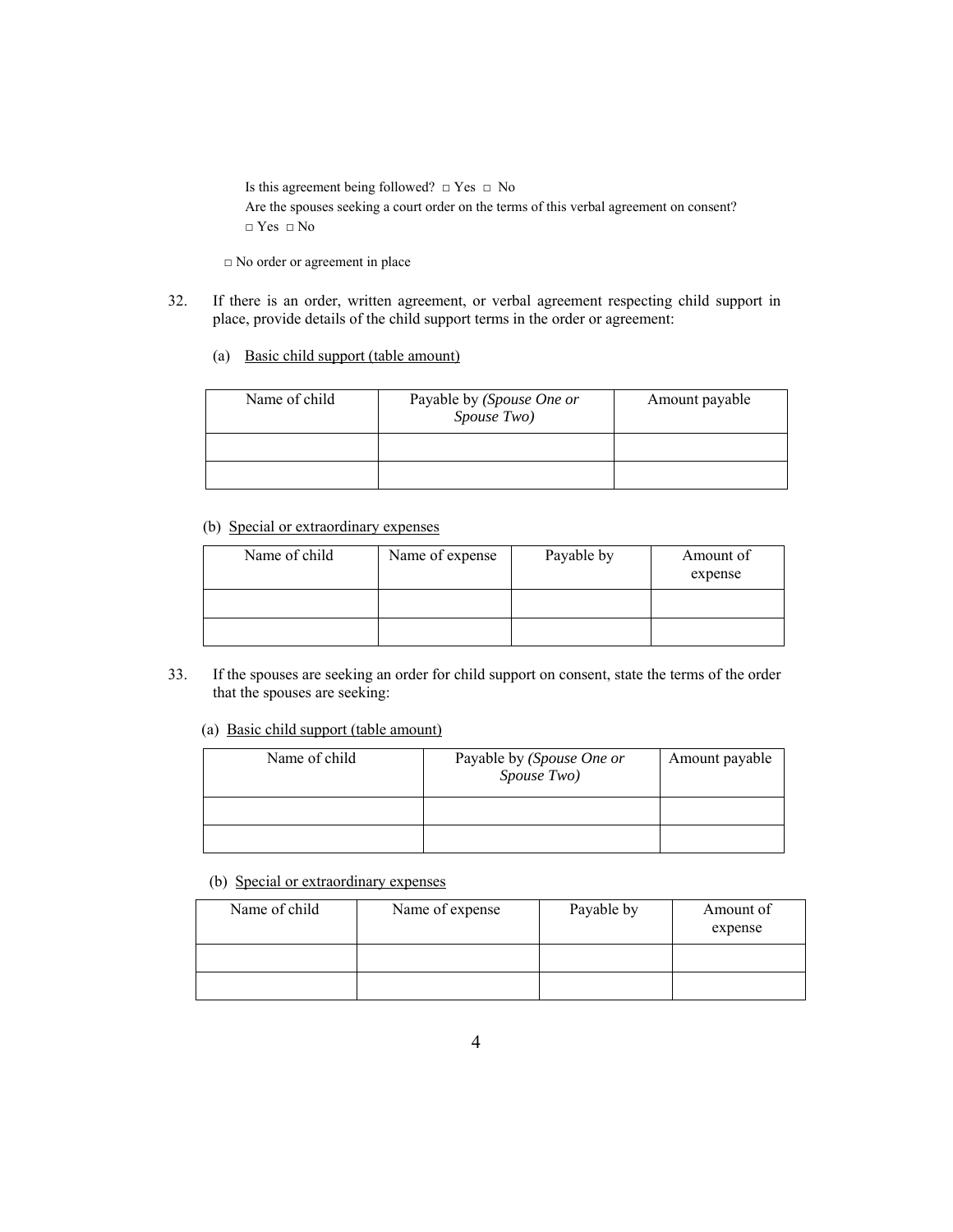Is this agreement being followed? □ Yes □ No

Are the spouses seeking a court order on the terms of this verbal agreement on consent?

□ Yes □ No

□ No order or agreement in place

32. If there is an order, written agreement, or verbal agreement respecting child support in place, provide details of the child support terms in the order or agreement:

(a) Basic child support (table amount)

| Name of child | Payable by *(Spouse One or Spouse Two)* | Amount payable |
|---|---|---|
| | | |
| | | |

(b) Special or extraordinary expenses

| Name of child | Name of expense | Payable by | Amount of expense |
|---|---|---|---|
| | | | |
| | | | |

33. If the spouses are seeking an order for child support on consent, state the terms of the order that the spouses are seeking:

(a) Basic child support (table amount)

| Name of child | Payable by *(Spouse One or Spouse Two)* | Amount payable |
|---|---|---|
| | | |
| | | |

(b) Special or extraordinary expenses

| Name of child | Name of expense | Payable by | Amount of expense |
|---|---|---|---|
| | | | |
| | | | |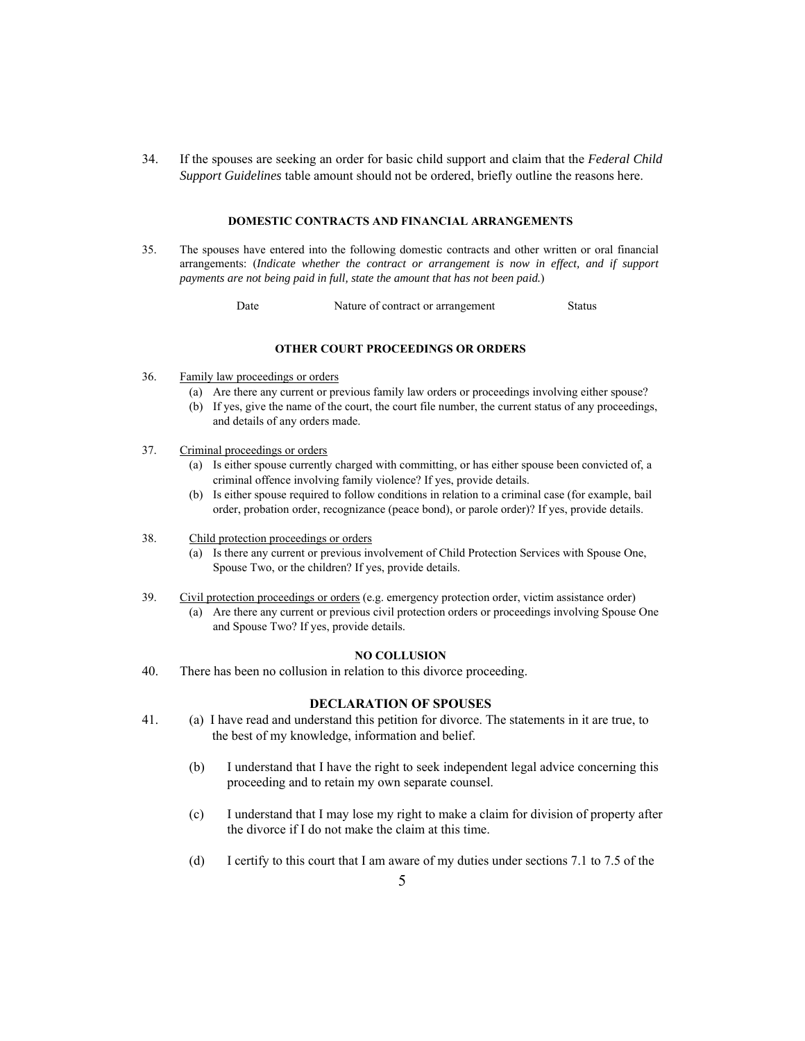34. If the spouses are seeking an order for basic child support and claim that the *Federal Child Support Guidelines* table amount should not be ordered, briefly outline the reasons here.

### DOMESTIC CONTRACTS AND FINANCIAL ARRANGEMENTS

35. The spouses have entered into the following domestic contracts and other written or oral financial arrangements: (*Indicate whether the contract or arrangement is now in effect, and if support payments are not being paid in full, state the amount that has not been paid.*)

| Date | Nature of contract or arrangement | Status |
| --- | --- | --- |

### OTHER COURT PROCEEDINGS OR ORDERS

36. Family law proceedings or orders
    - (a) Are there any current or previous family law orders or proceedings involving either spouse?
    - (b) If yes, give the name of the court, the court file number, the current status of any proceedings, and details of any orders made.

37. Criminal proceedings or orders
    - (a) Is either spouse currently charged with committing, or has either spouse been convicted of, a criminal offence involving family violence? If yes, provide details.
    - (b) Is either spouse required to follow conditions in relation to a criminal case (for example, bail order, probation order, recognizance (peace bond), or parole order)? If yes, provide details.

38. Child protection proceedings or orders
    - (a) Is there any current or previous involvement of Child Protection Services with Spouse One, Spouse Two, or the children? If yes, provide details.

39. Civil protection proceedings or orders (e.g. emergency protection order, victim assistance order)
    - (a) Are there any current or previous civil protection orders or proceedings involving Spouse One and Spouse Two? If yes, provide details.

### NO COLLUSION

40. There has been no collusion in relation to this divorce proceeding.

### DECLARATION OF SPOUSES

41. (a) I have read and understand this petition for divorce. The statements in it are true, to the best of my knowledge, information and belief.

    (b) I understand that I have the right to seek independent legal advice concerning this proceeding and to retain my own separate counsel.

    (c) I understand that I may lose my right to make a claim for division of property after the divorce if I do not make the claim at this time.

    (d) I certify to this court that I am aware of my duties under sections 7.1 to 7.5 of the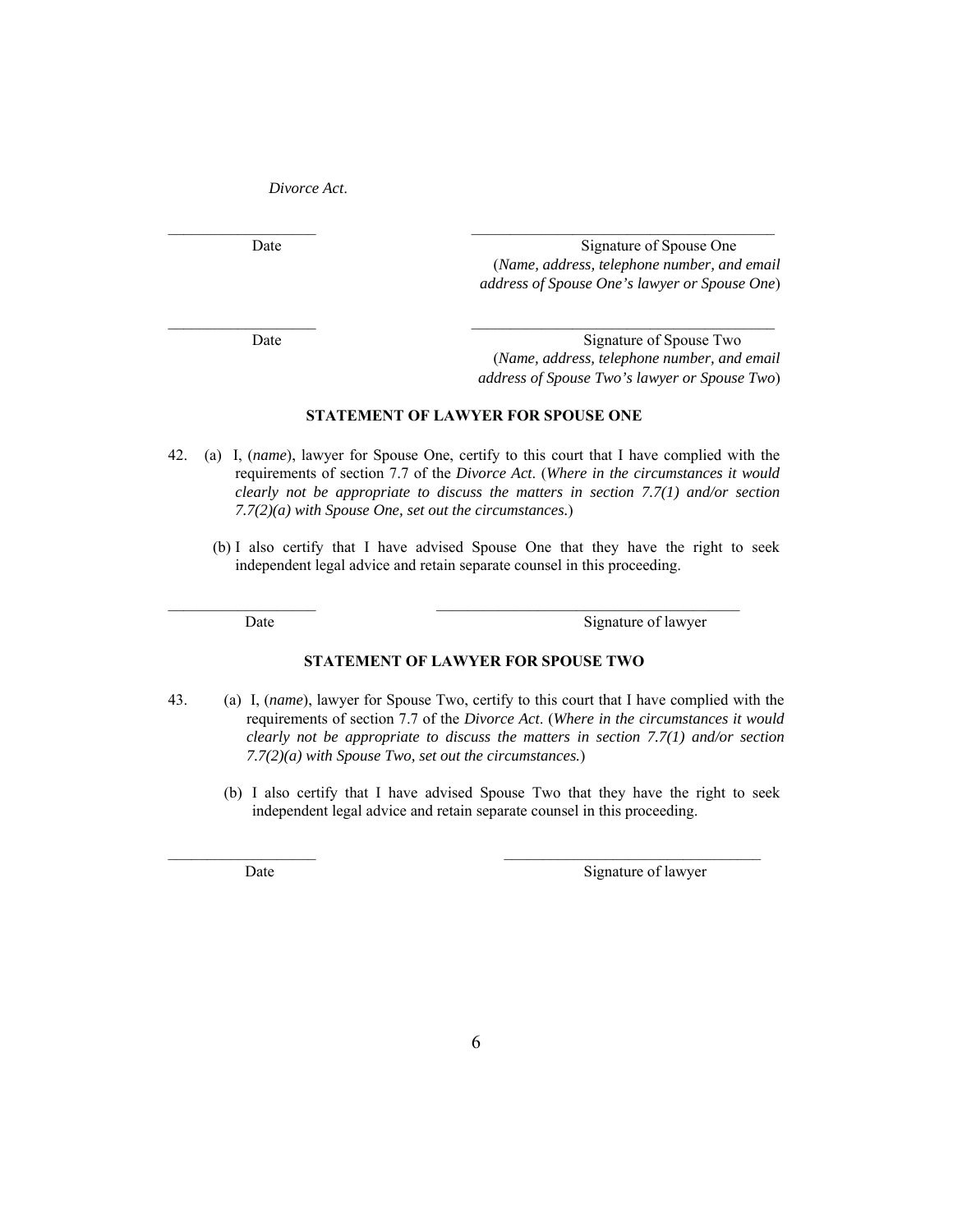*Divorce Act*.

\_\_\_\_\_\_\_\_\_\_\_\_\_\_\_\_\_\_\_\_ \_\_\_\_\_\_\_\_\_\_\_\_\_\_\_\_\_\_\_\_\_\_\_\_\_\_\_\_\_\_\_\_\_\_\_\_\_\_\_\_\_

Date

Signature of Spouse One
(*Name, address, telephone number, and email address of Spouse One's lawyer or Spouse One*)

\_\_\_\_\_\_\_\_\_\_\_\_\_\_\_\_\_\_\_\_ \_\_\_\_\_\_\_\_\_\_\_\_\_\_\_\_\_\_\_\_\_\_\_\_\_\_\_\_\_\_\_\_\_\_\_\_\_\_\_\_\_

Date

Signature of Spouse Two
(*Name, address, telephone number, and email address of Spouse Two's lawyer or Spouse Two*)

**STATEMENT OF LAWYER FOR SPOUSE ONE**

42. (a) I, (*name*), lawyer for Spouse One, certify to this court that I have complied with the requirements of section 7.7 of the *Divorce Act*. (*Where in the circumstances it would clearly not be appropriate to discuss the matters in section 7.7(1) and/or section 7.7(2)(a) with Spouse One, set out the circumstances.*)

    (b) I also certify that I have advised Spouse One that they have the right to seek independent legal advice and retain separate counsel in this proceeding.

\_\_\_\_\_\_\_\_\_\_\_\_\_\_\_\_\_\_\_\_ \_\_\_\_\_\_\_\_\_\_\_\_\_\_\_\_\_\_\_\_\_\_\_\_\_\_\_\_\_\_\_\_\_\_\_\_\_\_\_\_\_

Date

Signature of lawyer

**STATEMENT OF LAWYER FOR SPOUSE TWO**

43. (a) I, (*name*), lawyer for Spouse Two, certify to this court that I have complied with the requirements of section 7.7 of the *Divorce Act*. (*Where in the circumstances it would clearly not be appropriate to discuss the matters in section 7.7(1) and/or section 7.7(2)(a) with Spouse Two, set out the circumstances.*)

    (b) I also certify that I have advised Spouse Two that they have the right to seek independent legal advice and retain separate counsel in this proceeding.

\_\_\_\_\_\_\_\_\_\_\_\_\_\_\_\_\_\_\_\_ \_\_\_\_\_\_\_\_\_\_\_\_\_\_\_\_\_\_\_\_\_\_\_\_\_\_\_\_\_\_\_\_\_\_\_\_\_\_\_\_\_

Date

Signature of lawyer